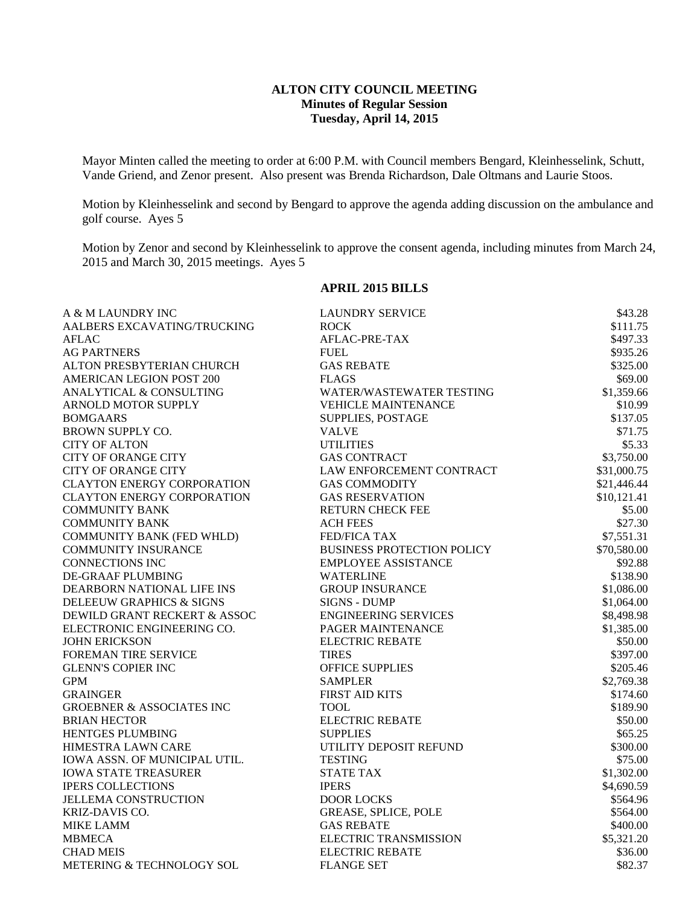**ALTON CITY COUNCIL MEETING**
**Minutes of Regular Session**
**Tuesday, April 14, 2015**

Mayor Minten called the meeting to order at 6:00 P.M. with Council members Bengard, Kleinhesselink, Schutt, Vande Griend, and Zenor present. Also present was Brenda Richardson, Dale Oltmans and Laurie Stoos.

Motion by Kleinhesselink and second by Bengard to approve the agenda adding discussion on the ambulance and golf course. Ayes 5

Motion by Zenor and second by Kleinhesselink to approve the consent agenda, including minutes from March 24, 2015 and March 30, 2015 meetings. Ayes 5

**APRIL 2015 BILLS**

| | | |
|---|---|---|
| A & M LAUNDRY INC | LAUNDRY SERVICE | \$43.28 |
| AALBERS EXCAVATING/TRUCKING | ROCK | \$111.75 |
| AFLAC | AFLAC-PRE-TAX | \$497.33 |
| AG PARTNERS | FUEL | \$935.26 |
| ALTON PRESBYTERIAN CHURCH | GAS REBATE | \$325.00 |
| AMERICAN LEGION POST 200 | FLAGS | \$69.00 |
| ANALYTICAL & CONSULTING | WATER/WASTEWATER TESTING | \$1,359.66 |
| ARNOLD MOTOR SUPPLY | VEHICLE MAINTENANCE | \$10.99 |
| BOMGAARS | SUPPLIES, POSTAGE | \$137.05 |
| BROWN SUPPLY CO. | VALVE | \$71.75 |
| CITY OF ALTON | UTILITIES | \$5.33 |
| CITY OF ORANGE CITY | GAS CONTRACT | \$3,750.00 |
| CITY OF ORANGE CITY | LAW ENFORCEMENT CONTRACT | \$31,000.75 |
| CLAYTON ENERGY CORPORATION | GAS COMMODITY | \$21,446.44 |
| CLAYTON ENERGY CORPORATION | GAS RESERVATION | \$10,121.41 |
| COMMUNITY BANK | RETURN CHECK FEE | \$5.00 |
| COMMUNITY BANK | ACH FEES | \$27.30 |
| COMMUNITY BANK (FED WHLD) | FED/FICA TAX | \$7,551.31 |
| COMMUNITY INSURANCE | BUSINESS PROTECTION POLICY | \$70,580.00 |
| CONNECTIONS INC | EMPLOYEE ASSISTANCE | \$92.88 |
| DE-GRAAF PLUMBING | WATERLINE | \$138.90 |
| DEARBORN NATIONAL LIFE INS | GROUP INSURANCE | \$1,086.00 |
| DELEEUW GRAPHICS & SIGNS | SIGNS - DUMP | \$1,064.00 |
| DEWILD GRANT RECKERT & ASSOC | ENGINEERING SERVICES | \$8,498.98 |
| ELECTRONIC ENGINEERING CO. | PAGER MAINTENANCE | \$1,385.00 |
| JOHN ERICKSON | ELECTRIC REBATE | \$50.00 |
| FOREMAN TIRE SERVICE | TIRES | \$397.00 |
| GLENN'S COPIER INC | OFFICE SUPPLIES | \$205.46 |
| GPM | SAMPLER | \$2,769.38 |
| GRAINGER | FIRST AID KITS | \$174.60 |
| GROEBNER & ASSOCIATES INC | TOOL | \$189.90 |
| BRIAN HECTOR | ELECTRIC REBATE | \$50.00 |
| HENTGES PLUMBING | SUPPLIES | \$65.25 |
| HIMESTRA LAWN CARE | UTILITY DEPOSIT REFUND | \$300.00 |
| IOWA ASSN. OF MUNICIPAL UTIL. | TESTING | \$75.00 |
| IOWA STATE TREASURER | STATE TAX | \$1,302.00 |
| IPERS COLLECTIONS | IPERS | \$4,690.59 |
| JELLEMA CONSTRUCTION | DOOR LOCKS | \$564.96 |
| KRIZ-DAVIS CO. | GREASE, SPLICE, POLE | \$564.00 |
| MIKE LAMM | GAS REBATE | \$400.00 |
| MBMECA | ELECTRIC TRANSMISSION | \$5,321.20 |
| CHAD MEIS | ELECTRIC REBATE | \$36.00 |
| METERING & TECHNOLOGY SOL | FLANGE SET | \$82.37 |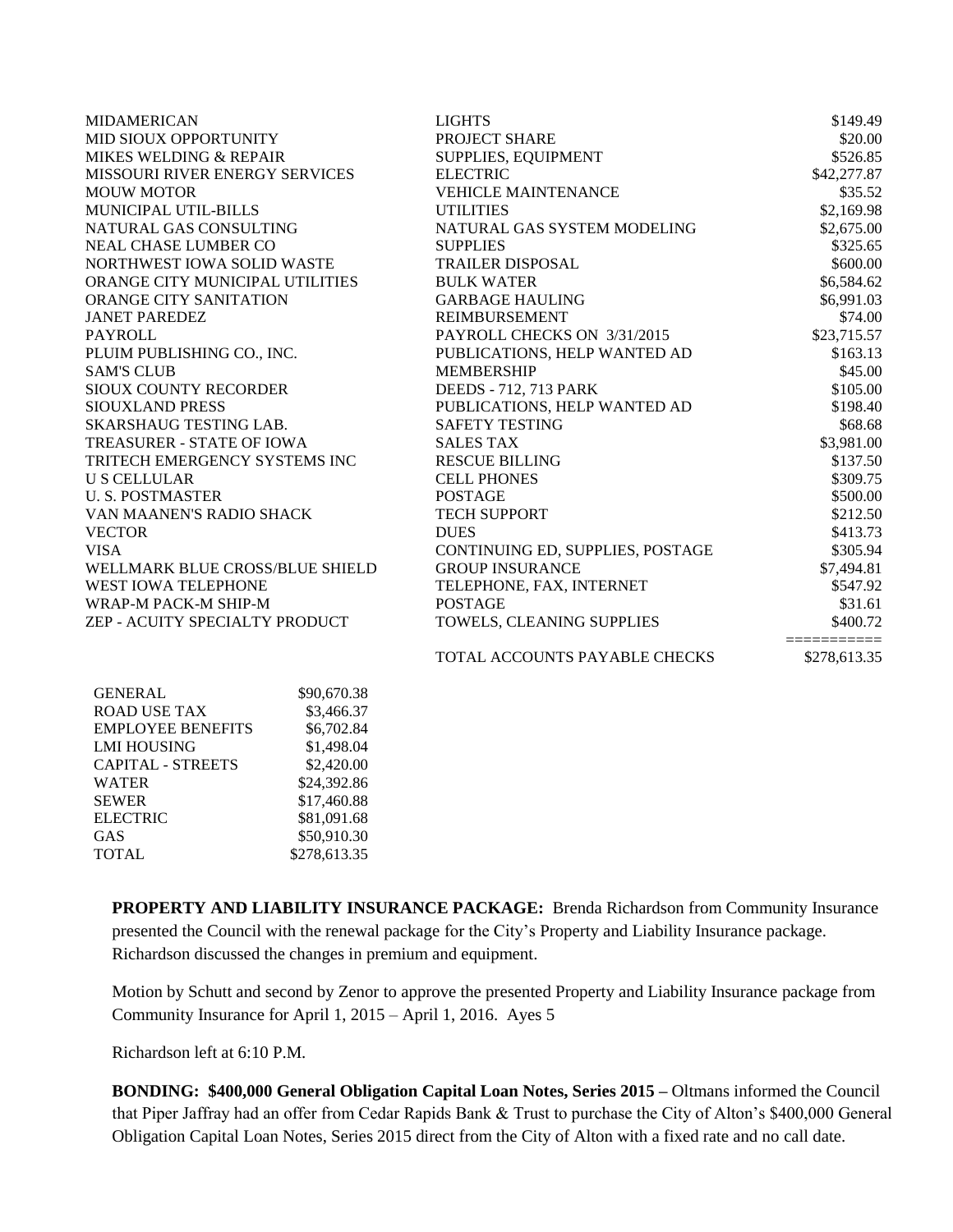| | | |
|---|---|---|
| MIDAMERICAN | LIGHTS | $149.49 |
| MID SIOUX OPPORTUNITY | PROJECT SHARE | $20.00 |
| MIKES WELDING & REPAIR | SUPPLIES, EQUIPMENT | $526.85 |
| MISSOURI RIVER ENERGY SERVICES | ELECTRIC | $42,277.87 |
| MOUW MOTOR | VEHICLE MAINTENANCE | $35.52 |
| MUNICIPAL UTIL-BILLS | UTILITIES | $2,169.98 |
| NATURAL GAS CONSULTING | NATURAL GAS SYSTEM MODELING | $2,675.00 |
| NEAL CHASE LUMBER CO | SUPPLIES | $325.65 |
| NORTHWEST IOWA SOLID WASTE | TRAILER DISPOSAL | $600.00 |
| ORANGE CITY MUNICIPAL UTILITIES | BULK WATER | $6,584.62 |
| ORANGE CITY SANITATION | GARBAGE HAULING | $6,991.03 |
| JANET PAREDEZ | REIMBURSEMENT | $74.00 |
| PAYROLL | PAYROLL CHECKS ON 3/31/2015 | $23,715.57 |
| PLUIM PUBLISHING CO., INC. | PUBLICATIONS, HELP WANTED AD | $163.13 |
| SAM'S CLUB | MEMBERSHIP | $45.00 |
| SIOUX COUNTY RECORDER | DEEDS - 712, 713 PARK | $105.00 |
| SIOUXLAND PRESS | PUBLICATIONS, HELP WANTED AD | $198.40 |
| SKARSHAUG TESTING LAB. | SAFETY TESTING | $68.68 |
| TREASURER - STATE OF IOWA | SALES TAX | $3,981.00 |
| TRITECH EMERGENCY SYSTEMS INC | RESCUE BILLING | $137.50 |
| U S CELLULAR | CELL PHONES | $309.75 |
| U. S. POSTMASTER | POSTAGE | $500.00 |
| VAN MAANEN'S RADIO SHACK | TECH SUPPORT | $212.50 |
| VECTOR | DUES | $413.73 |
| VISA | CONTINUING ED, SUPPLIES, POSTAGE | $305.94 |
| WELLMARK BLUE CROSS/BLUE SHIELD | GROUP INSURANCE | $7,494.81 |
| WEST IOWA TELEPHONE | TELEPHONE, FAX, INTERNET | $547.92 |
| WRAP-M PACK-M SHIP-M | POSTAGE | $31.61 |
| ZEP - ACUITY SPECIALTY PRODUCT | TOWELS, CLEANING SUPPLIES | $400.72 |
| | | ========== |
| | TOTAL ACCOUNTS PAYABLE CHECKS | $278,613.35 |

| | |
|---|---|
| GENERAL | $90,670.38 |
| ROAD USE TAX | $3,466.37 |
| EMPLOYEE BENEFITS | $6,702.84 |
| LMI HOUSING | $1,498.04 |
| CAPITAL - STREETS | $2,420.00 |
| WATER | $24,392.86 |
| SEWER | $17,460.88 |
| ELECTRIC | $81,091.68 |
| GAS | $50,910.30 |
| TOTAL | $278,613.35 |

**PROPERTY AND LIABILITY INSURANCE PACKAGE:** Brenda Richardson from Community Insurance presented the Council with the renewal package for the City's Property and Liability Insurance package. Richardson discussed the changes in premium and equipment.

Motion by Schutt and second by Zenor to approve the presented Property and Liability Insurance package from Community Insurance for April 1, 2015 – April 1, 2016. Ayes 5

Richardson left at 6:10 P.M.

**BONDING: $400,000 General Obligation Capital Loan Notes, Series 2015 –** Oltmans informed the Council that Piper Jaffray had an offer from Cedar Rapids Bank & Trust to purchase the City of Alton's $400,000 General Obligation Capital Loan Notes, Series 2015 direct from the City of Alton with a fixed rate and no call date.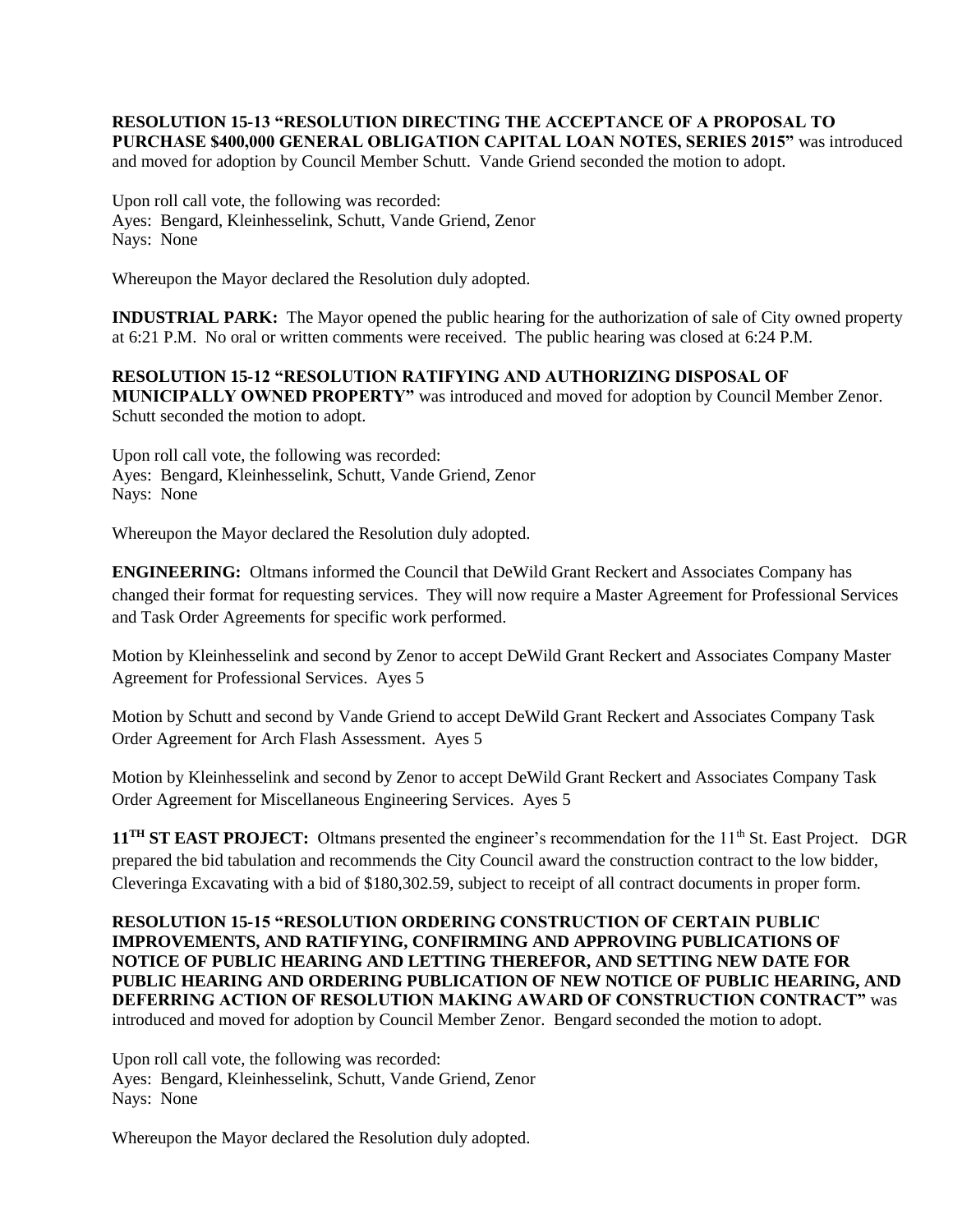**RESOLUTION 15-13 "RESOLUTION DIRECTING THE ACCEPTANCE OF A PROPOSAL TO PURCHASE $400,000 GENERAL OBLIGATION CAPITAL LOAN NOTES, SERIES 2015"** was introduced and moved for adoption by Council Member Schutt. Vande Griend seconded the motion to adopt.

Upon roll call vote, the following was recorded:
Ayes: Bengard, Kleinhesselink, Schutt, Vande Griend, Zenor
Nays: None

Whereupon the Mayor declared the Resolution duly adopted.

**INDUSTRIAL PARK:** The Mayor opened the public hearing for the authorization of sale of City owned property at 6:21 P.M. No oral or written comments were received. The public hearing was closed at 6:24 P.M.

**RESOLUTION 15-12 "RESOLUTION RATIFYING AND AUTHORIZING DISPOSAL OF MUNICIPALLY OWNED PROPERTY"** was introduced and moved for adoption by Council Member Zenor. Schutt seconded the motion to adopt.

Upon roll call vote, the following was recorded:
Ayes: Bengard, Kleinhesselink, Schutt, Vande Griend, Zenor
Nays: None

Whereupon the Mayor declared the Resolution duly adopted.

**ENGINEERING:** Oltmans informed the Council that DeWild Grant Reckert and Associates Company has changed their format for requesting services. They will now require a Master Agreement for Professional Services and Task Order Agreements for specific work performed.

Motion by Kleinhesselink and second by Zenor to accept DeWild Grant Reckert and Associates Company Master Agreement for Professional Services. Ayes 5

Motion by Schutt and second by Vande Griend to accept DeWild Grant Reckert and Associates Company Task Order Agreement for Arch Flash Assessment. Ayes 5

Motion by Kleinhesselink and second by Zenor to accept DeWild Grant Reckert and Associates Company Task Order Agreement for Miscellaneous Engineering Services. Ayes 5

**11TH ST EAST PROJECT:** Oltmans presented the engineer's recommendation for the 11th St. East Project. DGR prepared the bid tabulation and recommends the City Council award the construction contract to the low bidder, Cleveringa Excavating with a bid of $180,302.59, subject to receipt of all contract documents in proper form.

**RESOLUTION 15-15 "RESOLUTION ORDERING CONSTRUCTION OF CERTAIN PUBLIC IMPROVEMENTS, AND RATIFYING, CONFIRMING AND APPROVING PUBLICATIONS OF NOTICE OF PUBLIC HEARING AND LETTING THEREFOR, AND SETTING NEW DATE FOR PUBLIC HEARING AND ORDERING PUBLICATION OF NEW NOTICE OF PUBLIC HEARING, AND DEFERRING ACTION OF RESOLUTION MAKING AWARD OF CONSTRUCTION CONTRACT"** was introduced and moved for adoption by Council Member Zenor. Bengard seconded the motion to adopt.

Upon roll call vote, the following was recorded:
Ayes: Bengard, Kleinhesselink, Schutt, Vande Griend, Zenor
Nays: None

Whereupon the Mayor declared the Resolution duly adopted.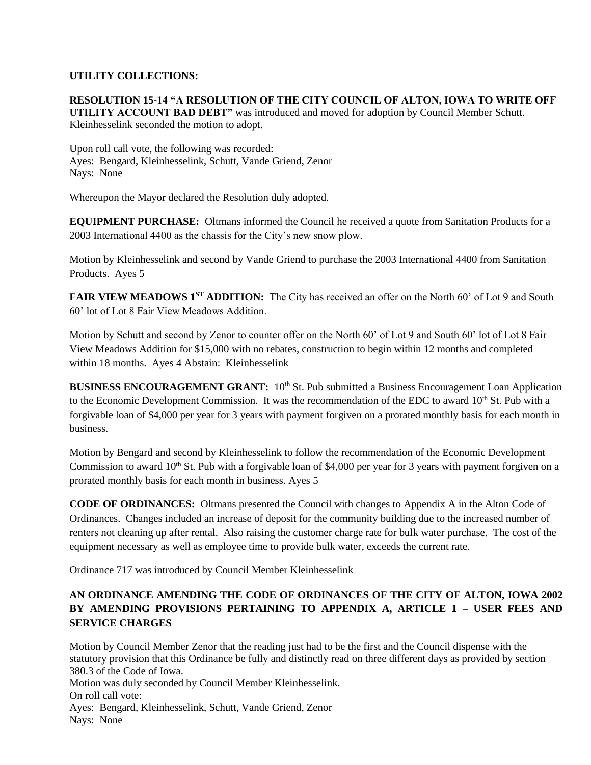**UTILITY COLLECTIONS:**

**RESOLUTION 15-14 "A RESOLUTION OF THE CITY COUNCIL OF ALTON, IOWA TO WRITE OFF UTILITY ACCOUNT BAD DEBT"** was introduced and moved for adoption by Council Member Schutt. Kleinhesselink seconded the motion to adopt.

Upon roll call vote, the following was recorded:
Ayes: Bengard, Kleinhesselink, Schutt, Vande Griend, Zenor
Nays: None

Whereupon the Mayor declared the Resolution duly adopted.

**EQUIPMENT PURCHASE:** Oltmans informed the Council he received a quote from Sanitation Products for a 2003 International 4400 as the chassis for the City's new snow plow.

Motion by Kleinhesselink and second by Vande Griend to purchase the 2003 International 4400 from Sanitation Products. Ayes 5

**FAIR VIEW MEADOWS 1ST ADDITION:** The City has received an offer on the North 60' of Lot 9 and South 60' lot of Lot 8 Fair View Meadows Addition.

Motion by Schutt and second by Zenor to counter offer on the North 60' of Lot 9 and South 60' lot of Lot 8 Fair View Meadows Addition for $15,000 with no rebates, construction to begin within 12 months and completed within 18 months. Ayes 4 Abstain: Kleinhesselink

**BUSINESS ENCOURAGEMENT GRANT:** 10th St. Pub submitted a Business Encouragement Loan Application to the Economic Development Commission. It was the recommendation of the EDC to award 10th St. Pub with a forgivable loan of $4,000 per year for 3 years with payment forgiven on a prorated monthly basis for each month in business.

Motion by Bengard and second by Kleinhesselink to follow the recommendation of the Economic Development Commission to award 10th St. Pub with a forgivable loan of $4,000 per year for 3 years with payment forgiven on a prorated monthly basis for each month in business. Ayes 5

**CODE OF ORDINANCES:** Oltmans presented the Council with changes to Appendix A in the Alton Code of Ordinances. Changes included an increase of deposit for the community building due to the increased number of renters not cleaning up after rental. Also raising the customer charge rate for bulk water purchase. The cost of the equipment necessary as well as employee time to provide bulk water, exceeds the current rate.

Ordinance 717 was introduced by Council Member Kleinhesselink

**AN ORDINANCE AMENDING THE CODE OF ORDINANCES OF THE CITY OF ALTON, IOWA 2002 BY AMENDING PROVISIONS PERTAINING TO APPENDIX A, ARTICLE 1 – USER FEES AND SERVICE CHARGES**

Motion by Council Member Zenor that the reading just had to be the first and the Council dispense with the statutory provision that this Ordinance be fully and distinctly read on three different days as provided by section 380.3 of the Code of Iowa.
Motion was duly seconded by Council Member Kleinhesselink.
On roll call vote:
Ayes: Bengard, Kleinhesselink, Schutt, Vande Griend, Zenor
Nays: None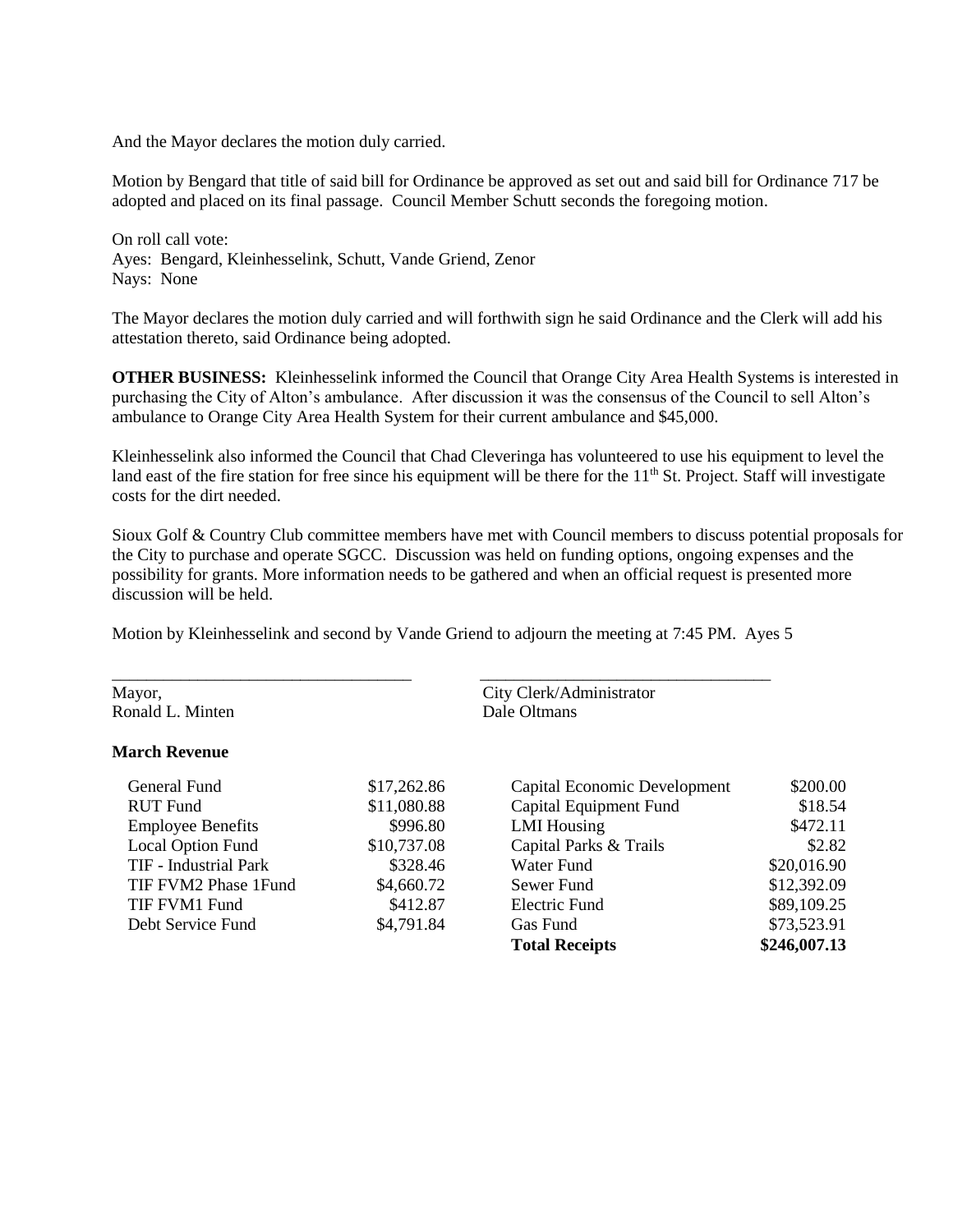And the Mayor declares the motion duly carried.

Motion by Bengard that title of said bill for Ordinance be approved as set out and said bill for Ordinance 717 be adopted and placed on its final passage. Council Member Schutt seconds the foregoing motion.

On roll call vote:
Ayes: Bengard, Kleinhesselink, Schutt, Vande Griend, Zenor
Nays: None

The Mayor declares the motion duly carried and will forthwith sign he said Ordinance and the Clerk will add his attestation thereto, said Ordinance being adopted.

**OTHER BUSINESS:** Kleinhesselink informed the Council that Orange City Area Health Systems is interested in purchasing the City of Alton's ambulance. After discussion it was the consensus of the Council to sell Alton's ambulance to Orange City Area Health System for their current ambulance and $45,000.

Kleinhesselink also informed the Council that Chad Cleveringa has volunteered to use his equipment to level the land east of the fire station for free since his equipment will be there for the 11th St. Project. Staff will investigate costs for the dirt needed.

Sioux Golf & Country Club committee members have met with Council members to discuss potential proposals for the City to purchase and operate SGCC. Discussion was held on funding options, ongoing expenses and the possibility for grants. More information needs to be gathered and when an official request is presented more discussion will be held.

Motion by Kleinhesselink and second by Vande Griend to adjourn the meeting at 7:45 PM. Ayes 5

___________________________________ ___________________________________

Mayor,
Ronald L. Minten

City Clerk/Administrator
Dale Oltmans

**March Revenue**

| | | | |
|---|---|---|---|
| General Fund | $17,262.86 | Capital Economic Development | $200.00 |
| RUT Fund | $11,080.88 | Capital Equipment Fund | $18.54 |
| Employee Benefits | $996.80 | LMI Housing | $472.11 |
| Local Option Fund | $10,737.08 | Capital Parks & Trails | $2.82 |
| TIF - Industrial Park | $328.46 | Water Fund | $20,016.90 |
| TIF FVM2 Phase 1Fund | $4,660.72 | Sewer Fund | $12,392.09 |
| TIF FVM1 Fund | $412.87 | Electric Fund | $89,109.25 |
| Debt Service Fund | $4,791.84 | Gas Fund | $73,523.91 |
| | | **Total Receipts** | **$246,007.13** |